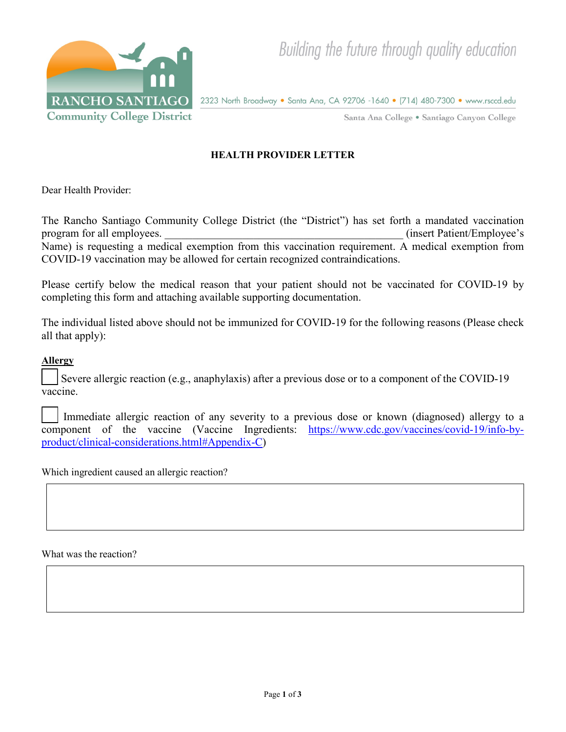Rancho Santiago Community College District

Building the future through quality education

2323 North Broadway • Santa Ana, CA 92706 -1640 • (714) 480-7300 • www.rsccd.edu

Santa Ana College • Santiago Canyon College

## HEALTH PROVIDER LETTER

Dear Health Provider:

The Rancho Santiago Community College District (the "District") has set forth a mandated vaccination program for all employees. ____________________________________________ (insert Patient/Employee's Name) is requesting a medical exemption from this vaccination requirement. A medical exemption from COVID-19 vaccination may be allowed for certain recognized contraindications.

Please certify below the medical reason that your patient should not be vaccinated for COVID-19 by completing this form and attaching available supporting documentation.

The individual listed above should not be immunized for COVID-19 for the following reasons (Please check all that apply):

**Allergy**

☐ Severe allergic reaction (e.g., anaphylaxis) after a previous dose or to a component of the COVID-19 vaccine.

☐ Immediate allergic reaction of any severity to a previous dose or known (diagnosed) allergy to a component of the vaccine (Vaccine Ingredients: https://www.cdc.gov/vaccines/covid-19/info-by-product/clinical-considerations.html#Appendix-C)

Which ingredient caused an allergic reaction?

| |
|---|
| |

What was the reaction?

| |
|---|
| |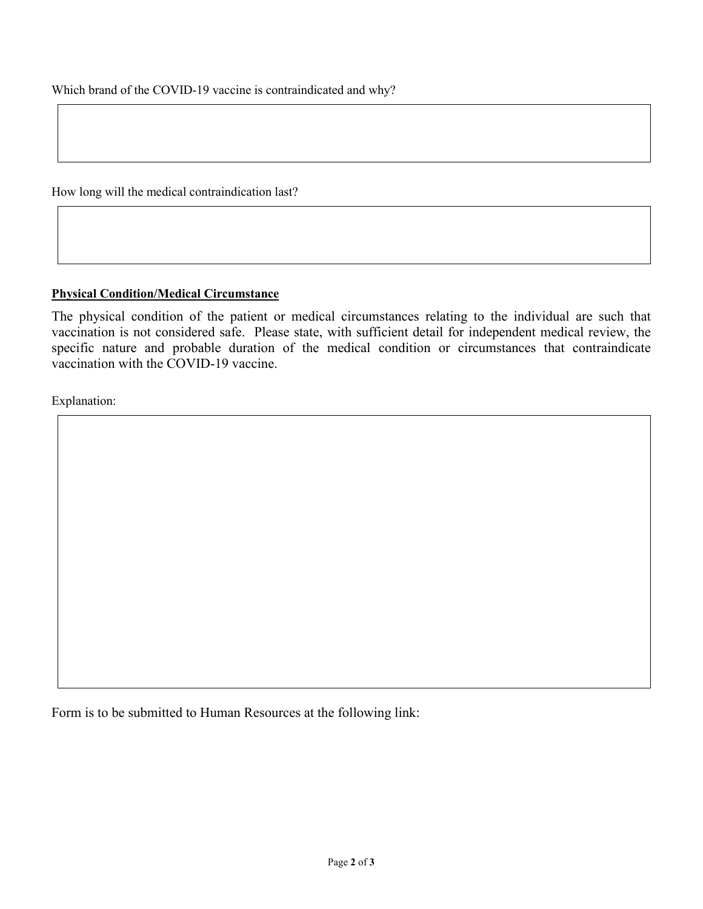Which brand of the COVID-19 vaccine is contraindicated and why?

How long will the medical contraindication last?

**Physical Condition/Medical Circumstance**

The physical condition of the patient or medical circumstances relating to the individual are such that vaccination is not considered safe. Please state, with sufficient detail for independent medical review, the specific nature and probable duration of the medical condition or circumstances that contraindicate vaccination with the COVID-19 vaccine.

Explanation:

Form is to be submitted to Human Resources at the following link: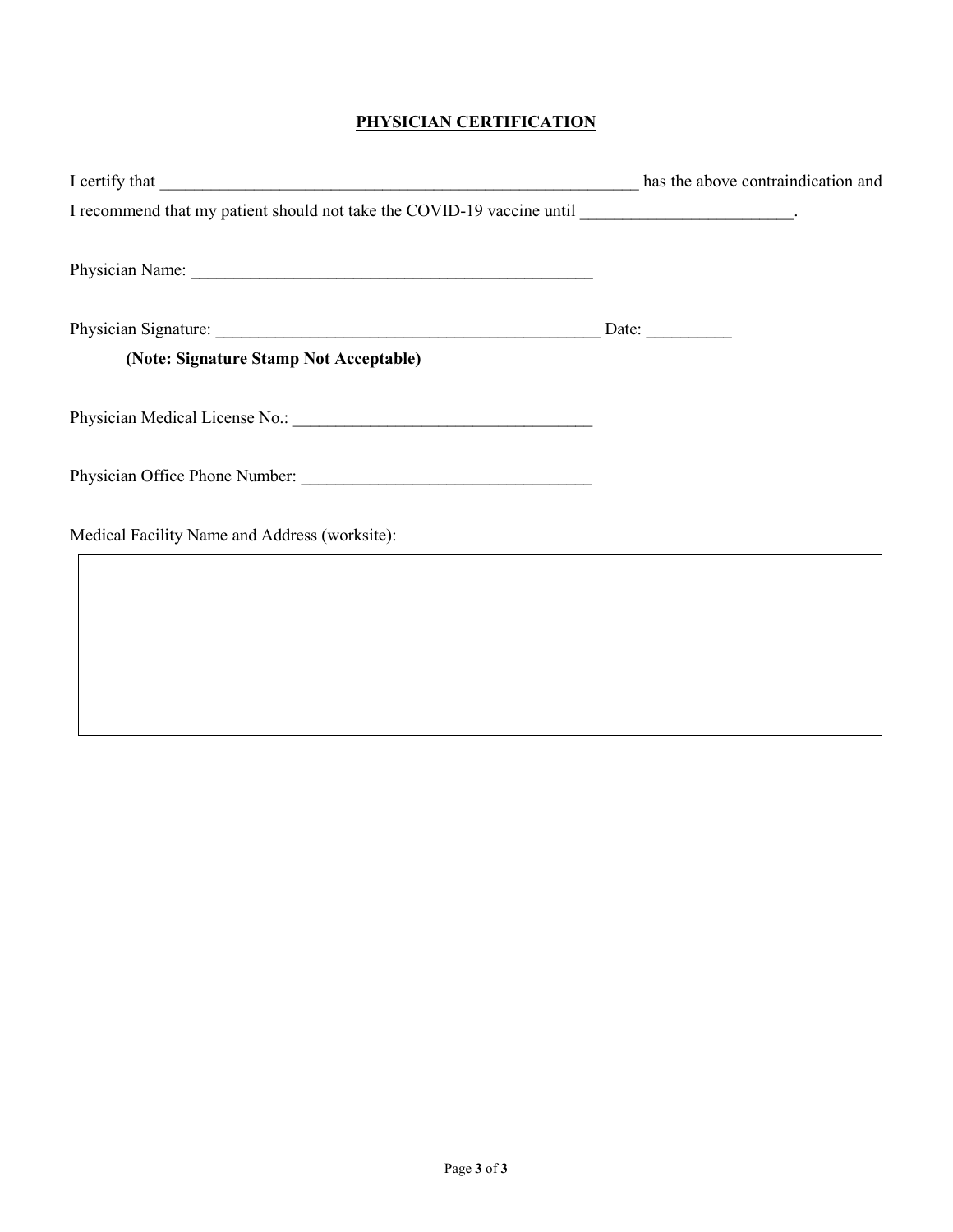## PHYSICIAN CERTIFICATION

I certify that ____________________________________________________________ has the above contraindication and I recommend that my patient should not take the COVID-19 vaccine until _________________________.

Physician Name: __________________________________________________

Physician Signature: ________________________________________________ Date: __________

**(Note: Signature Stamp Not Acceptable)**

Physician Medical License No.: ____________________________________

Physician Office Phone Number: ___________________________________

Medical Facility Name and Address (worksite):

| |
|---|
| |